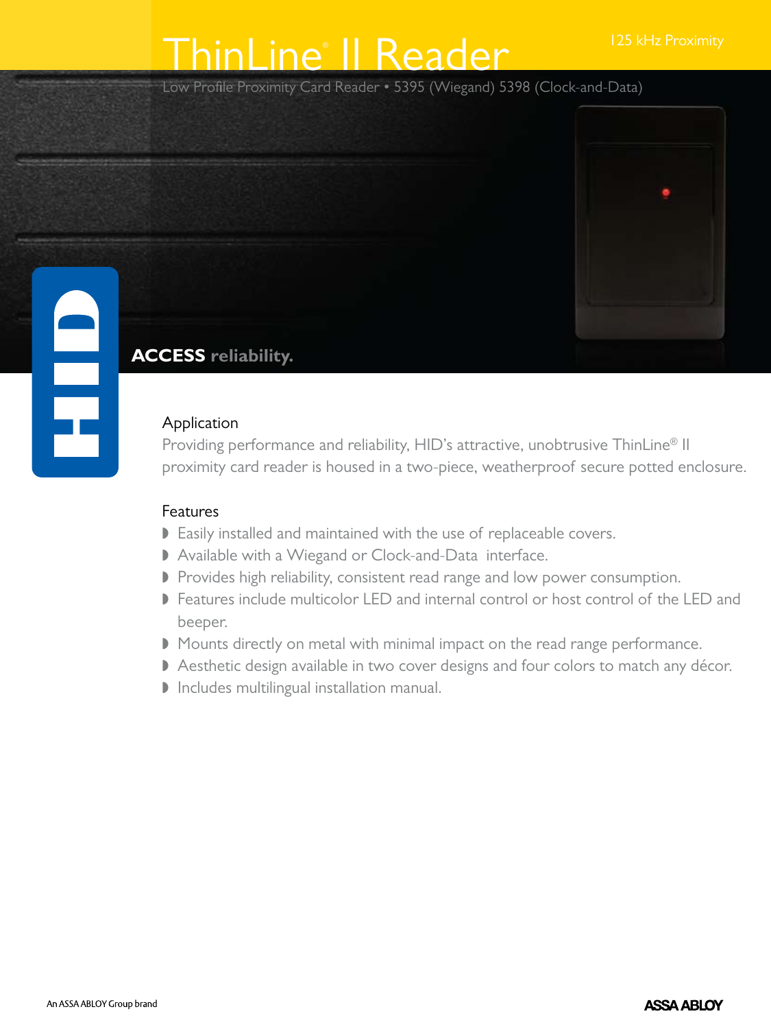125 kHz Proximity

# ThinLine® II Reader

Low Profile Proximity Card Reader • 5395 (Wiegand) 5398 (Clock-and-Data)

**ACCESS reliability.**

## Application

Providing performance and reliability, HID's attractive, unobtrusive ThinLine® II proximity card reader is housed in a two-piece, weatherproof secure potted enclosure.

## Features

- Easily installed and maintained with the use of replaceable covers.
- Available with a Wiegand or Clock-and-Data interface.
- Provides high reliability, consistent read range and low power consumption.
- Features include multicolor LED and internal control or host control of the LED and beeper.
- Mounts directly on metal with minimal impact on the read range performance.
- Aesthetic design available in two cover designs and four colors to match any décor.
- Includes multilingual installation manual.

An ASSA ABLOY Group brand

ASSA ABLOY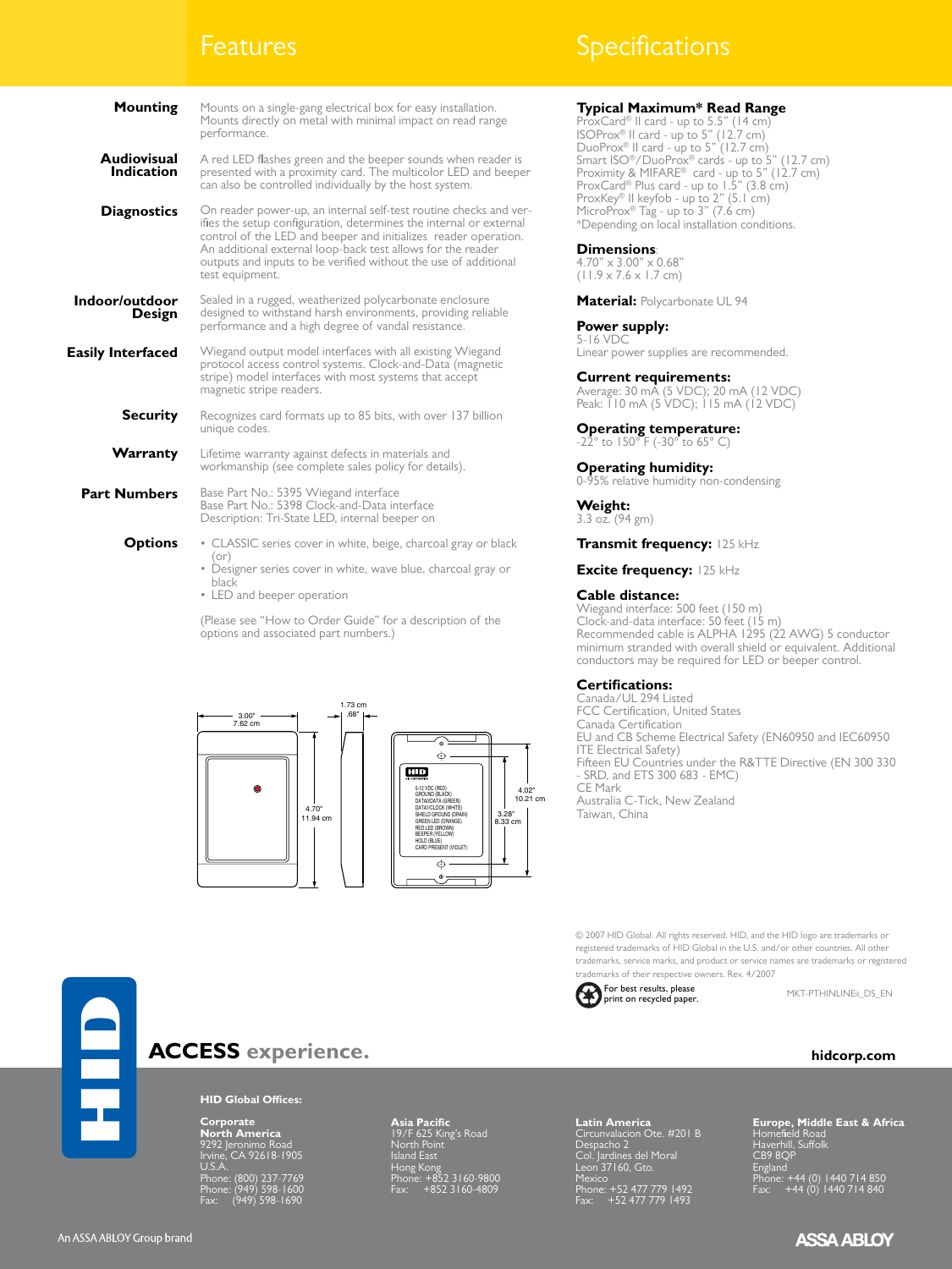# Features

**Mounting**
Mounts on a single-gang electrical box for easy installation. Mounts directly on metal with minimal impact on read range performance.

**Audiovisual Indication**
A red LED flashes green and the beeper sounds when reader is presented with a proximity card. The multicolor LED and beeper can also be controlled individually by the host system.

**Diagnostics**
On reader power-up, an internal self-test routine checks and verifies the setup configuration, determines the internal or external control of the LED and beeper and initializes reader operation. An additional external loop-back test allows for the reader outputs and inputs to be verified without the use of additional test equipment.

**Indoor/outdoor Design**
Sealed in a rugged, weatherized polycarbonate enclosure designed to withstand harsh environments, providing reliable performance and a high degree of vandal resistance.

**Easily Interfaced**
Wiegand output model interfaces with all existing Wiegand protocol access control systems. Clock-and-Data (magnetic stripe) model interfaces with most systems that accept magnetic stripe readers.

**Security**
Recognizes card formats up to 85 bits, with over 137 billion unique codes.

**Warranty**
Lifetime warranty against defects in materials and workmanship (see complete sales policy for details).

**Part Numbers**
Base Part No.: 5395 Wiegand interface
Base Part No.: 5398 Clock-and-Data interface
Description: Tri-State LED, internal beeper on

**Options**
- CLASSIC series cover in white, beige, charcoal gray or black (or)
- Designer series cover in white, wave blue, charcoal gray or black
- LED and beeper operation

(Please see "How to Order Guide" for a description of the options and associated part numbers.)

3.00"
7.62 cm
1.73 cm
.68"
4.70"
11.94 cm
4.02"
10.21 cm
3.28"
8.33 cm
5-12 VDC (RED)
GROUND (BLACK)
DATA0/DATA (GREEN)
DATA1/CLOCK (WHITE)
SHIELD GROUND (DRAIN)
GREEN LED (ORANGE)
RED LED (BROWN)
BEEPER (YELLOW)
HOLD (BLUE)
CARD PRESENT (VIOLET)

# Specifications

**Typical Maximum* Read Range**
ProxCard® II card - up to 5.5" (14 cm)
ISOProx® II card - up to 5" (12.7 cm)
DuoProx® II card - up to 5" (12.7 cm)
Smart ISO®/DuoProx® cards - up to 5" (12.7 cm)
Proximity & MIFARE® card - up to 5" (12.7 cm)
ProxCard® Plus card - up to 1.5" (3.8 cm)
ProxKey® II keyfob - up to 2" (5.1 cm)
MicroProx® Tag - up to 3" (7.6 cm)
*Depending on local installation conditions.

**Dimensions**:
4.70" x 3.00" x 0.68"
(11.9 x 7.6 x 1.7 cm)

**Material:** Polycarbonate UL 94

**Power supply:**
5-16 VDC
Linear power supplies are recommended.

**Current requirements:**
Average: 30 mA (5 VDC); 20 mA (12 VDC)
Peak: 110 mA (5 VDC); 115 mA (12 VDC)

**Operating temperature:**
-22° to 150° F (-30° to 65° C)

**Operating humidity:**
0-95% relative humidity non-condensing

**Weight:**
3.3 oz. (94 gm)

**Transmit frequency:** 125 kHz

**Excite frequency:** 125 kHz

**Cable distance:**
Wiegand interface: 500 feet (150 m)
Clock-and-data interface: 50 feet (15 m)
Recommended cable is ALPHA 1295 (22 AWG) 5 conductor minimum stranded with overall shield or equivalent. Additional conductors may be required for LED or beeper control.

**Certifications:**
Canada/UL 294 Listed
FCC Certification, United States
Canada Certification
EU and CB Scheme Electrical Safety (EN60950 and IEC60950 ITE Electrical Safety)
Fifteen EU Countries under the R&TTE Directive (EN 300 330 - SRD, and ETS 300 683 - EMC)
CE Mark
Australia C-Tick, New Zealand
Taiwan, China

© 2007 HID Global. All rights reserved. HID, and the HID logo are trademarks or registered trademarks of HID Global in the U.S. and/or other countries. All other trademarks, service marks, and product or service names are trademarks or registered trademarks of their respective owners. Rev. 4/2007

For best results, please print on recycled paper.

MKT-PTHINLINEii_DS_EN

**ACCESS experience.**

hidcorp.com

**HID Global Offices:**

**Corporate**
**North America**
9292 Jeronimo Road
Irvine, CA 92618-1905
U.S.A.
Phone: (800) 237-7769
Phone: (949) 598-1600
Fax: (949) 598-1690

**Asia Pacific**
19/F 625 King's Road
North Point
Island East
Hong Kong
Phone: +852 3160-9800
Fax: +852 3160-4809

**Latin America**
Circunvalacion Ote. #201 B
Despacho 2
Col. Jardines del Moral
Leon 37160, Gto.
Mexico
Phone: +52 477 779 1492
Fax: +52 477 779 1493

**Europe, Middle East & Africa**
Homefield Road
Haverhill, Suffolk
CB9 8QP
England
Phone: +44 (0) 1440 714 850
Fax: +44 (0) 1440 714 840

An ASSA ABLOY Group brand

ASSA ABLOY